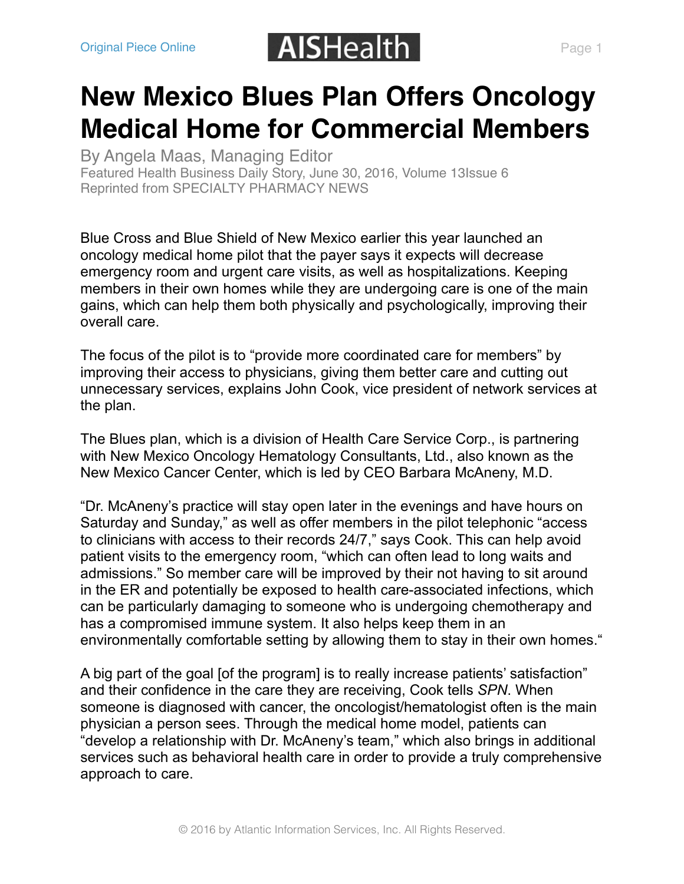# New Mexico Blues Plan Offers Oncology Medical Home for Commercial Members

By Angela Maas, Managing Editor
Featured Health Business Daily Story, June 30, 2016, Volume 13Issue 6
Reprinted from SPECIALTY PHARMACY NEWS

Blue Cross and Blue Shield of New Mexico earlier this year launched an oncology medical home pilot that the payer says it expects will decrease emergency room and urgent care visits, as well as hospitalizations. Keeping members in their own homes while they are undergoing care is one of the main gains, which can help them both physically and psychologically, improving their overall care.

The focus of the pilot is to "provide more coordinated care for members" by improving their access to physicians, giving them better care and cutting out unnecessary services, explains John Cook, vice president of network services at the plan.

The Blues plan, which is a division of Health Care Service Corp., is partnering with New Mexico Oncology Hematology Consultants, Ltd., also known as the New Mexico Cancer Center, which is led by CEO Barbara McAneny, M.D.

"Dr. McAneny's practice will stay open later in the evenings and have hours on Saturday and Sunday," as well as offer members in the pilot telephonic "access to clinicians with access to their records 24/7," says Cook. This can help avoid patient visits to the emergency room, "which can often lead to long waits and admissions." So member care will be improved by their not having to sit around in the ER and potentially be exposed to health care-associated infections, which can be particularly damaging to someone who is undergoing chemotherapy and has a compromised immune system. It also helps keep them in an environmentally comfortable setting by allowing them to stay in their own homes."

A big part of the goal [of the program] is to really increase patients' satisfaction" and their confidence in the care they are receiving, Cook tells *SPN*. When someone is diagnosed with cancer, the oncologist/hematologist often is the main physician a person sees. Through the medical home model, patients can "develop a relationship with Dr. McAneny's team," which also brings in additional services such as behavioral health care in order to provide a truly comprehensive approach to care.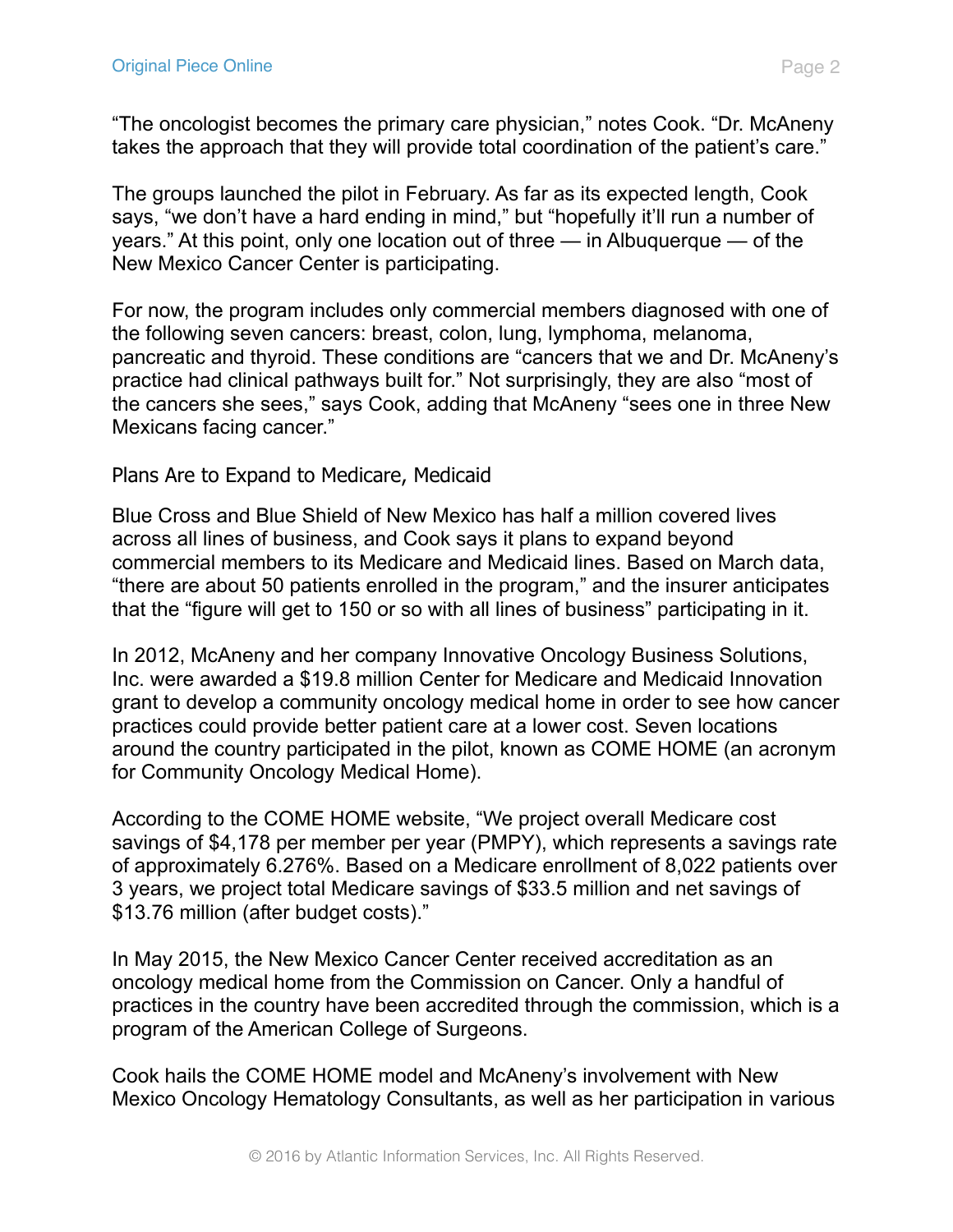"The oncologist becomes the primary care physician," notes Cook. "Dr. McAneny takes the approach that they will provide total coordination of the patient's care."

The groups launched the pilot in February. As far as its expected length, Cook says, "we don't have a hard ending in mind," but "hopefully it'll run a number of years." At this point, only one location out of three — in Albuquerque — of the New Mexico Cancer Center is participating.

For now, the program includes only commercial members diagnosed with one of the following seven cancers: breast, colon, lung, lymphoma, melanoma, pancreatic and thyroid. These conditions are "cancers that we and Dr. McAneny's practice had clinical pathways built for." Not surprisingly, they are also "most of the cancers she sees," says Cook, adding that McAneny "sees one in three New Mexicans facing cancer."

## Plans Are to Expand to Medicare, Medicaid

Blue Cross and Blue Shield of New Mexico has half a million covered lives across all lines of business, and Cook says it plans to expand beyond commercial members to its Medicare and Medicaid lines. Based on March data, "there are about 50 patients enrolled in the program," and the insurer anticipates that the "figure will get to 150 or so with all lines of business" participating in it.

In 2012, McAneny and her company Innovative Oncology Business Solutions, Inc. were awarded a $19.8 million Center for Medicare and Medicaid Innovation grant to develop a community oncology medical home in order to see how cancer practices could provide better patient care at a lower cost. Seven locations around the country participated in the pilot, known as COME HOME (an acronym for Community Oncology Medical Home).

According to the COME HOME website, "We project overall Medicare cost savings of $4,178 per member per year (PMPY), which represents a savings rate of approximately 6.276%. Based on a Medicare enrollment of 8,022 patients over 3 years, we project total Medicare savings of $33.5 million and net savings of $13.76 million (after budget costs)."

In May 2015, the New Mexico Cancer Center received accreditation as an oncology medical home from the Commission on Cancer. Only a handful of practices in the country have been accredited through the commission, which is a program of the American College of Surgeons.

Cook hails the COME HOME model and McAneny's involvement with New Mexico Oncology Hematology Consultants, as well as her participation in various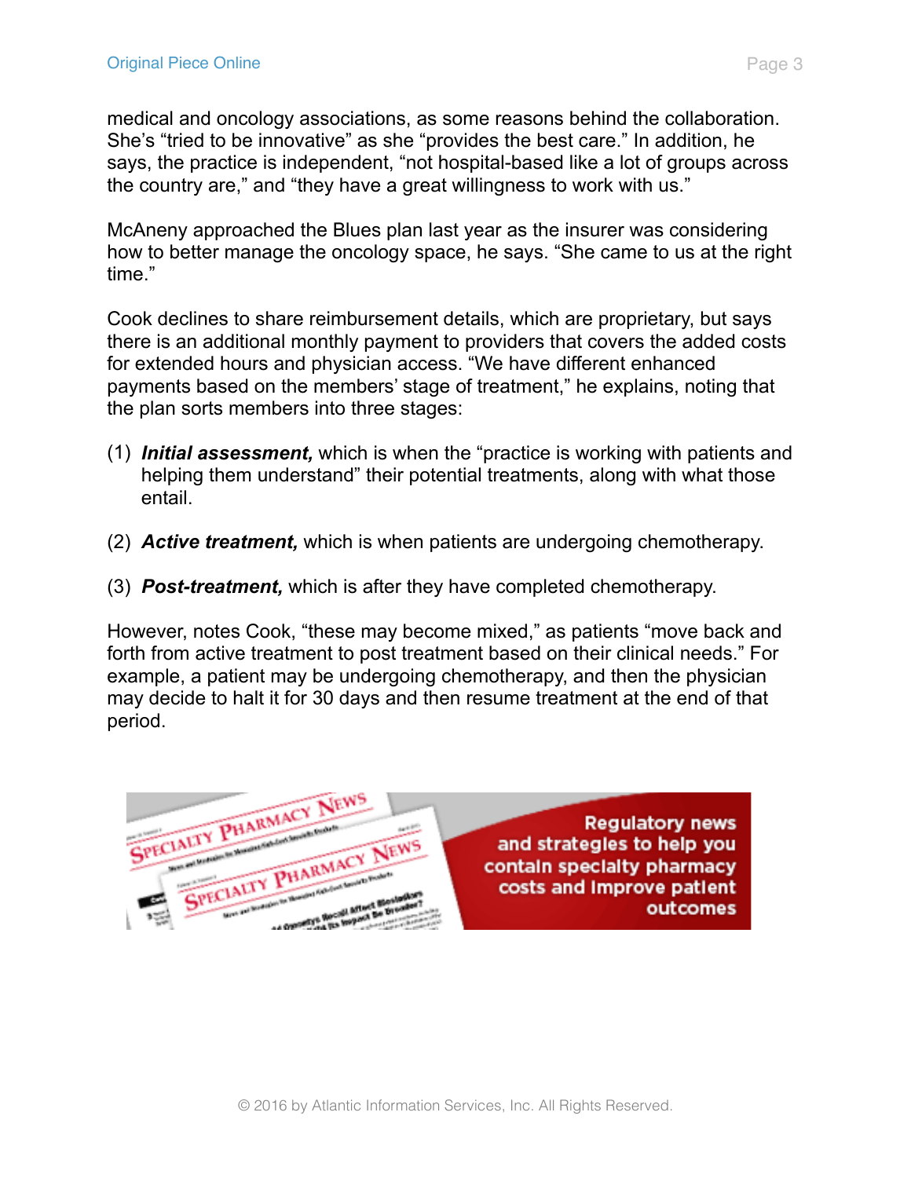medical and oncology associations, as some reasons behind the collaboration. She's "tried to be innovative" as she "provides the best care." In addition, he says, the practice is independent, "not hospital-based like a lot of groups across the country are," and "they have a great willingness to work with us."

McAneny approached the Blues plan last year as the insurer was considering how to better manage the oncology space, he says. "She came to us at the right time."

Cook declines to share reimbursement details, which are proprietary, but says there is an additional monthly payment to providers that covers the added costs for extended hours and physician access. "We have different enhanced payments based on the members' stage of treatment," he explains, noting that the plan sorts members into three stages:

(1) ***Initial assessment,*** which is when the "practice is working with patients and helping them understand" their potential treatments, along with what those entail.

(2) ***Active treatment,*** which is when patients are undergoing chemotherapy.

(3) ***Post-treatment,*** which is after they have completed chemotherapy.

However, notes Cook, "these may become mixed," as patients "move back and forth from active treatment to post treatment based on their clinical needs." For example, a patient may be undergoing chemotherapy, and then the physician may decide to halt it for 30 days and then resume treatment at the end of that period.

Regulatory news and strategies to help you contain specialty pharmacy costs and improve patient outcomes

© 2016 by Atlantic Information Services, Inc. All Rights Reserved.